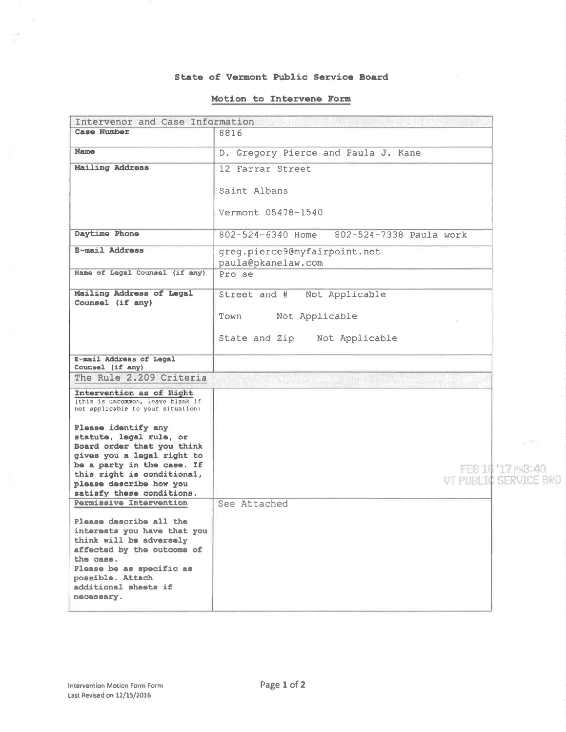**State of Vermont Public Service Board**

**Motion to Intervene Form**

| Intervenor and Case Information | |
|---|---|
| **Case Number** | 8816 |
| **Name** | D. Gregory Pierce and Paula J. Kane |
| **Mailing Address** | 12 Farrar Street<br><br>Saint Albans<br><br>Vermont 05478-1540 |
| **Daytime Phone** | 802-524-6340 Home 802-524-7338 Paula work |
| **E-mail Address** | greg.pierce9@myfairpoint.net<br>paula@pkanelaw.com |
| **Name of Legal Counsel (if any)** | Pro se |
| **Mailing Address of Legal Counsel (if any)** | Street and # Not Applicable<br><br>Town Not Applicable<br><br>State and Zip Not Applicable |
| **E-mail Address of Legal Counsel (if any)** | |
| The Rule 2.209 Criteria | |
| **Intervention as of Right**<br>(this is uncommon, leave blank if not applicable to your situation)<br><br>**Please identify any statute, legal rule, or Board order that you think gives you a legal right to be a party in the case. If this right is conditional, please describe how you satisfy these conditions.** | |
| **Permissive Intervention**<br><br>**Please describe all the interests you have that you think will be adversely affected by the outcome of the case.**<br>**Please be as specific as possible. Attach additional sheets if necessary.** | See Attached |

FEB 16 '17 PM3:40
VT PUBLIC SERVICE BRD

Intervention Motion Form Form
Last Revised on 12/15/2016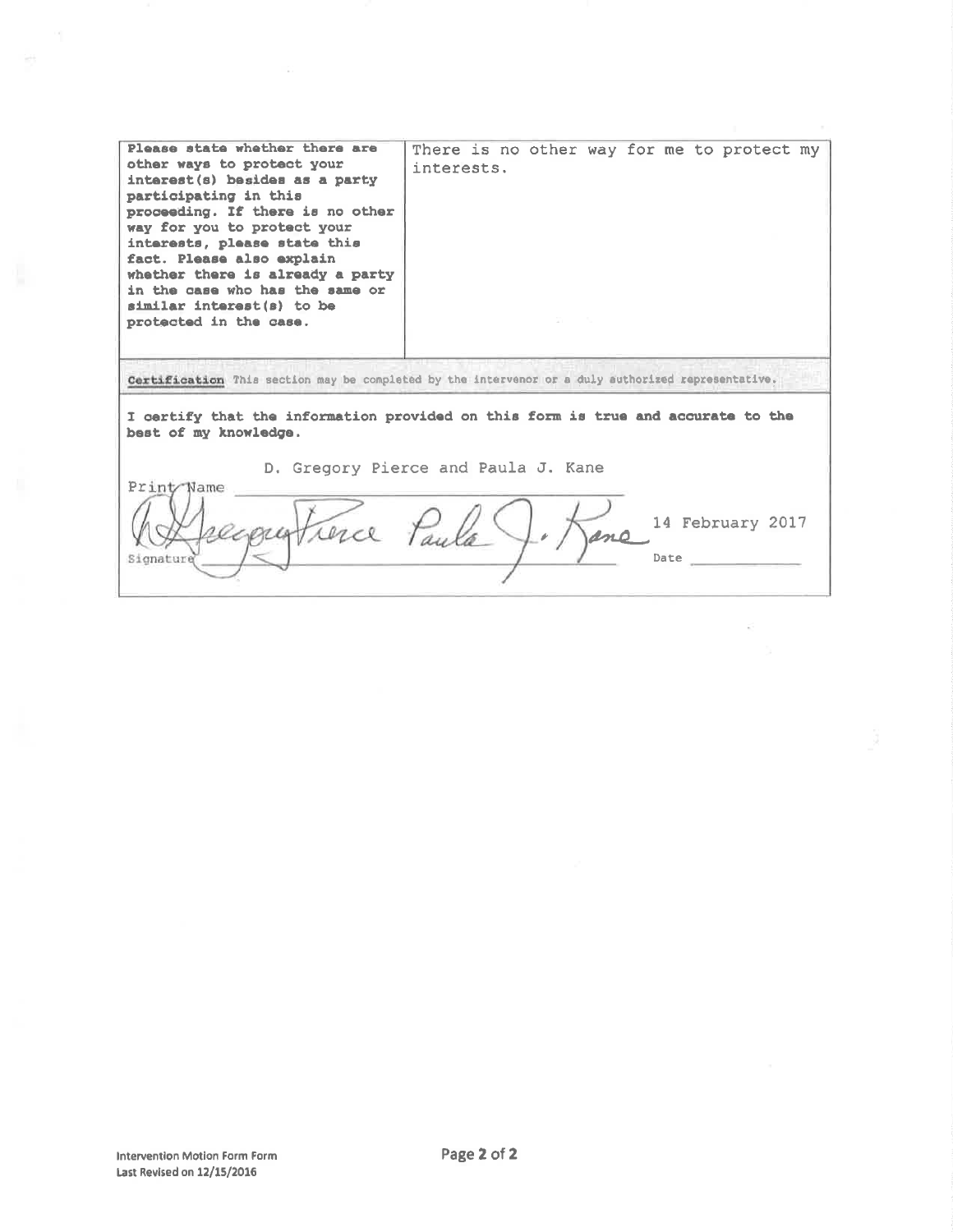| **Please state whether there are other ways to protect your interest(s) besides as a party participating in this proceeding. If there is no other way for you to protect your interests, please state this fact. Please also explain whether there is already a party in the case who has the same or similar interest(s) to be protected in the case.** | There is no other way for me to protect my interests. |
| --- | --- |

**Certification** This section may be completed by the intervenor or a duly authorized representative.

**I certify that the information provided on this form is true and accurate to the best of my knowledge.**

Print Name: D. Gregory Pierce and Paula J. Kane

Signature: [signature] Date: 14 February 2017

Intervention Motion Form Form
Last Revised on 12/15/2016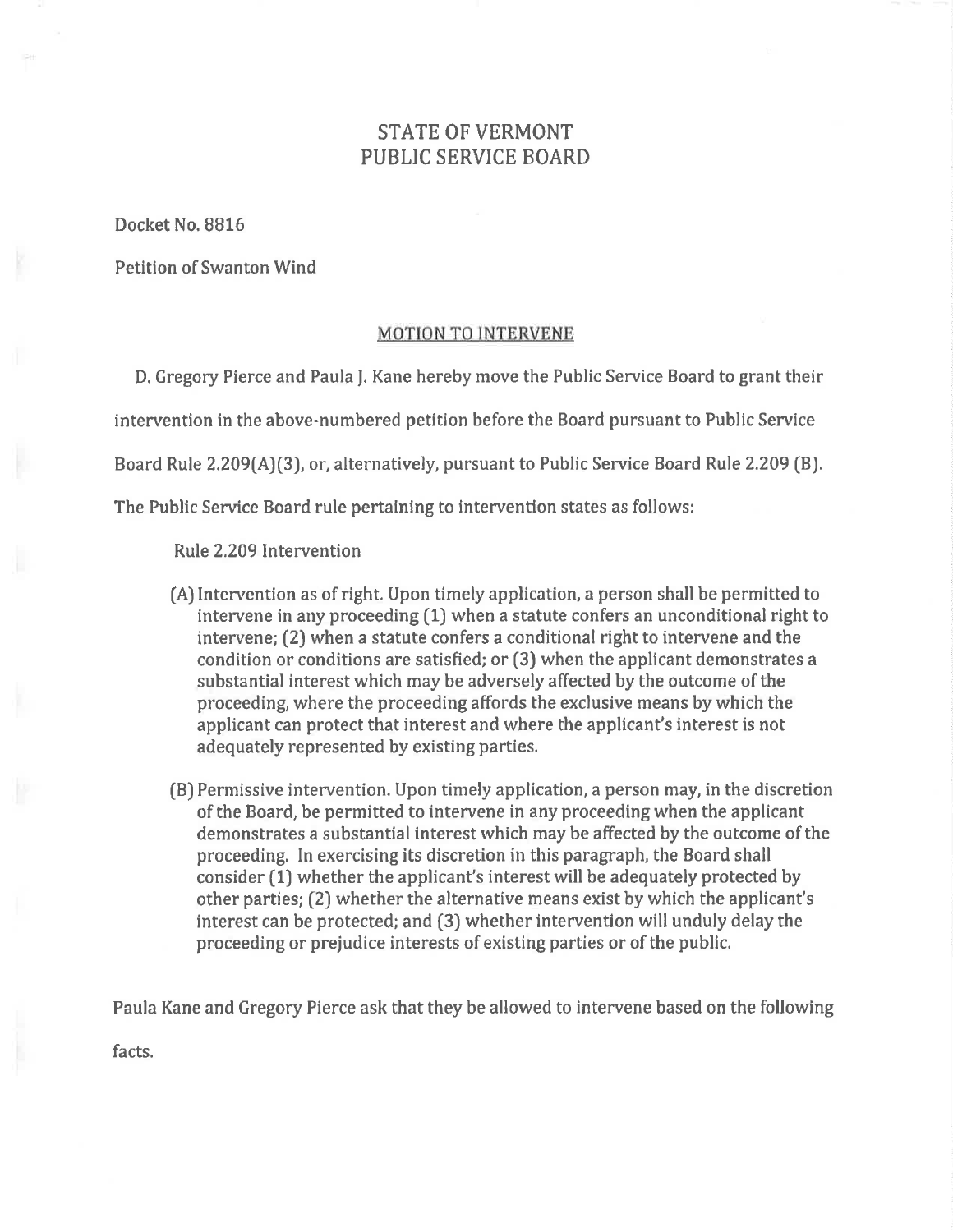# STATE OF VERMONT
# PUBLIC SERVICE BOARD

Docket No. 8816

Petition of Swanton Wind

## MOTION TO INTERVENE

D. Gregory Pierce and Paula J. Kane hereby move the Public Service Board to grant their intervention in the above-numbered petition before the Board pursuant to Public Service Board Rule 2.209(A)(3), or, alternatively, pursuant to Public Service Board Rule 2.209 (B). The Public Service Board rule pertaining to intervention states as follows:

Rule 2.209 Intervention

(A) Intervention as of right. Upon timely application, a person shall be permitted to intervene in any proceeding (1) when a statute confers an unconditional right to intervene; (2) when a statute confers a conditional right to intervene and the condition or conditions are satisfied; or (3) when the applicant demonstrates a substantial interest which may be adversely affected by the outcome of the proceeding, where the proceeding affords the exclusive means by which the applicant can protect that interest and where the applicant's interest is not adequately represented by existing parties.

(B) Permissive intervention. Upon timely application, a person may, in the discretion of the Board, be permitted to intervene in any proceeding when the applicant demonstrates a substantial interest which may be affected by the outcome of the proceeding. In exercising its discretion in this paragraph, the Board shall consider (1) whether the applicant's interest will be adequately protected by other parties; (2) whether the alternative means exist by which the applicant's interest can be protected; and (3) whether intervention will unduly delay the proceeding or prejudice interests of existing parties or of the public.

Paula Kane and Gregory Pierce ask that they be allowed to intervene based on the following facts.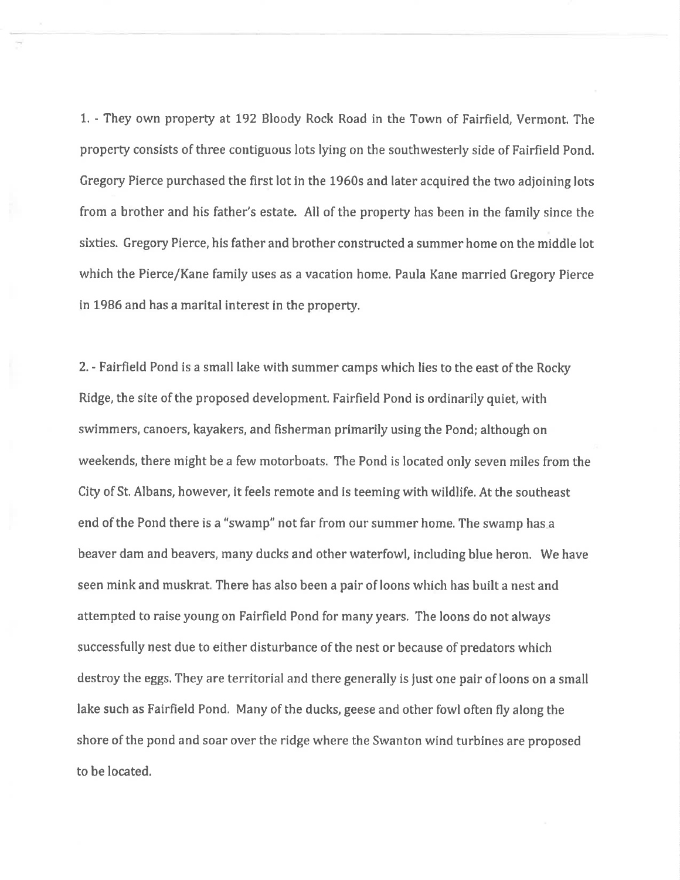1. - They own property at 192 Bloody Rock Road in the Town of Fairfield, Vermont. The property consists of three contiguous lots lying on the southwesterly side of Fairfield Pond. Gregory Pierce purchased the first lot in the 1960s and later acquired the two adjoining lots from a brother and his father's estate. All of the property has been in the family since the sixties. Gregory Pierce, his father and brother constructed a summer home on the middle lot which the Pierce/Kane family uses as a vacation home. Paula Kane married Gregory Pierce in 1986 and has a marital interest in the property.

2. - Fairfield Pond is a small lake with summer camps which lies to the east of the Rocky Ridge, the site of the proposed development. Fairfield Pond is ordinarily quiet, with swimmers, canoers, kayakers, and fisherman primarily using the Pond; although on weekends, there might be a few motorboats. The Pond is located only seven miles from the City of St. Albans, however, it feels remote and is teeming with wildlife. At the southeast end of the Pond there is a "swamp" not far from our summer home. The swamp has a beaver dam and beavers, many ducks and other waterfowl, including blue heron. We have seen mink and muskrat. There has also been a pair of loons which has built a nest and attempted to raise young on Fairfield Pond for many years. The loons do not always successfully nest due to either disturbance of the nest or because of predators which destroy the eggs. They are territorial and there generally is just one pair of loons on a small lake such as Fairfield Pond. Many of the ducks, geese and other fowl often fly along the shore of the pond and soar over the ridge where the Swanton wind turbines are proposed to be located.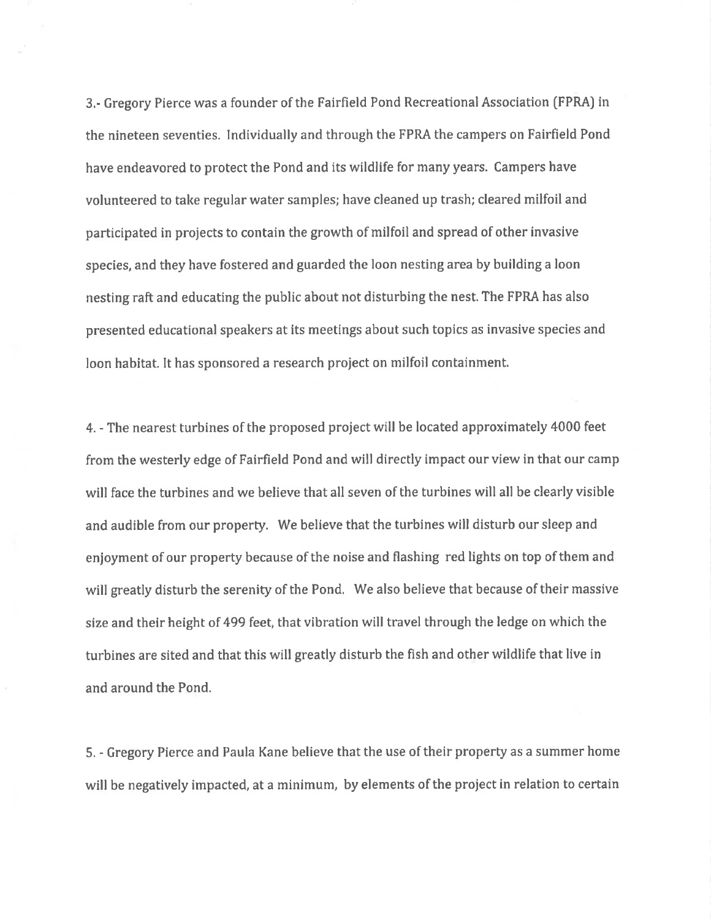3.- Gregory Pierce was a founder of the Fairfield Pond Recreational Association (FPRA) in the nineteen seventies. Individually and through the FPRA the campers on Fairfield Pond have endeavored to protect the Pond and its wildlife for many years. Campers have volunteered to take regular water samples; have cleaned up trash; cleared milfoil and participated in projects to contain the growth of milfoil and spread of other invasive species, and they have fostered and guarded the loon nesting area by building a loon nesting raft and educating the public about not disturbing the nest. The FPRA has also presented educational speakers at its meetings about such topics as invasive species and loon habitat. It has sponsored a research project on milfoil containment.

4. - The nearest turbines of the proposed project will be located approximately 4000 feet from the westerly edge of Fairfield Pond and will directly impact our view in that our camp will face the turbines and we believe that all seven of the turbines will all be clearly visible and audible from our property. We believe that the turbines will disturb our sleep and enjoyment of our property because of the noise and flashing red lights on top of them and will greatly disturb the serenity of the Pond. We also believe that because of their massive size and their height of 499 feet, that vibration will travel through the ledge on which the turbines are sited and that this will greatly disturb the fish and other wildlife that live in and around the Pond.

5. - Gregory Pierce and Paula Kane believe that the use of their property as a summer home will be negatively impacted, at a minimum, by elements of the project in relation to certain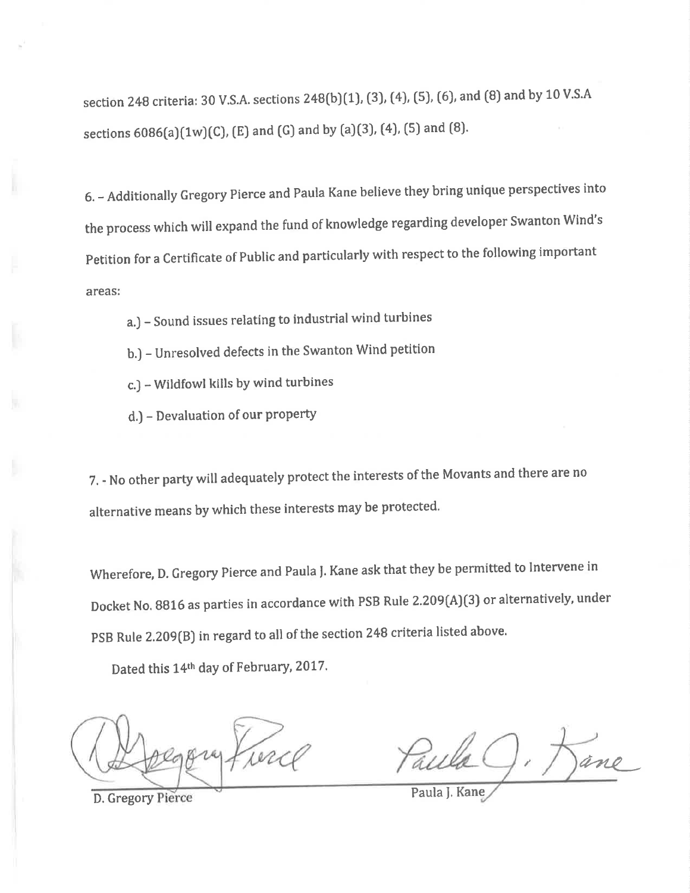section 248 criteria: 30 V.S.A. sections 248(b)(1), (3), (4), (5), (6), and (8) and by 10 V.S.A sections 6086(a)(1w)(C), (E) and (G) and by (a)(3), (4), (5) and (8).

6. – Additionally Gregory Pierce and Paula Kane believe they bring unique perspectives into the process which will expand the fund of knowledge regarding developer Swanton Wind's Petition for a Certificate of Public and particularly with respect to the following important areas:

a.) – Sound issues relating to industrial wind turbines

b.) – Unresolved defects in the Swanton Wind petition

c.) – Wildfowl kills by wind turbines

d.) – Devaluation of our property

7. - No other party will adequately protect the interests of the Movants and there are no alternative means by which these interests may be protected.

Wherefore, D. Gregory Pierce and Paula J. Kane ask that they be permitted to Intervene in Docket No. 8816 as parties in accordance with PSB Rule 2.209(A)(3) or alternatively, under PSB Rule 2.209(B) in regard to all of the section 248 criteria listed above.

Dated this 14th day of February, 2017.

D. Gregory Pierce

Paula J. Kane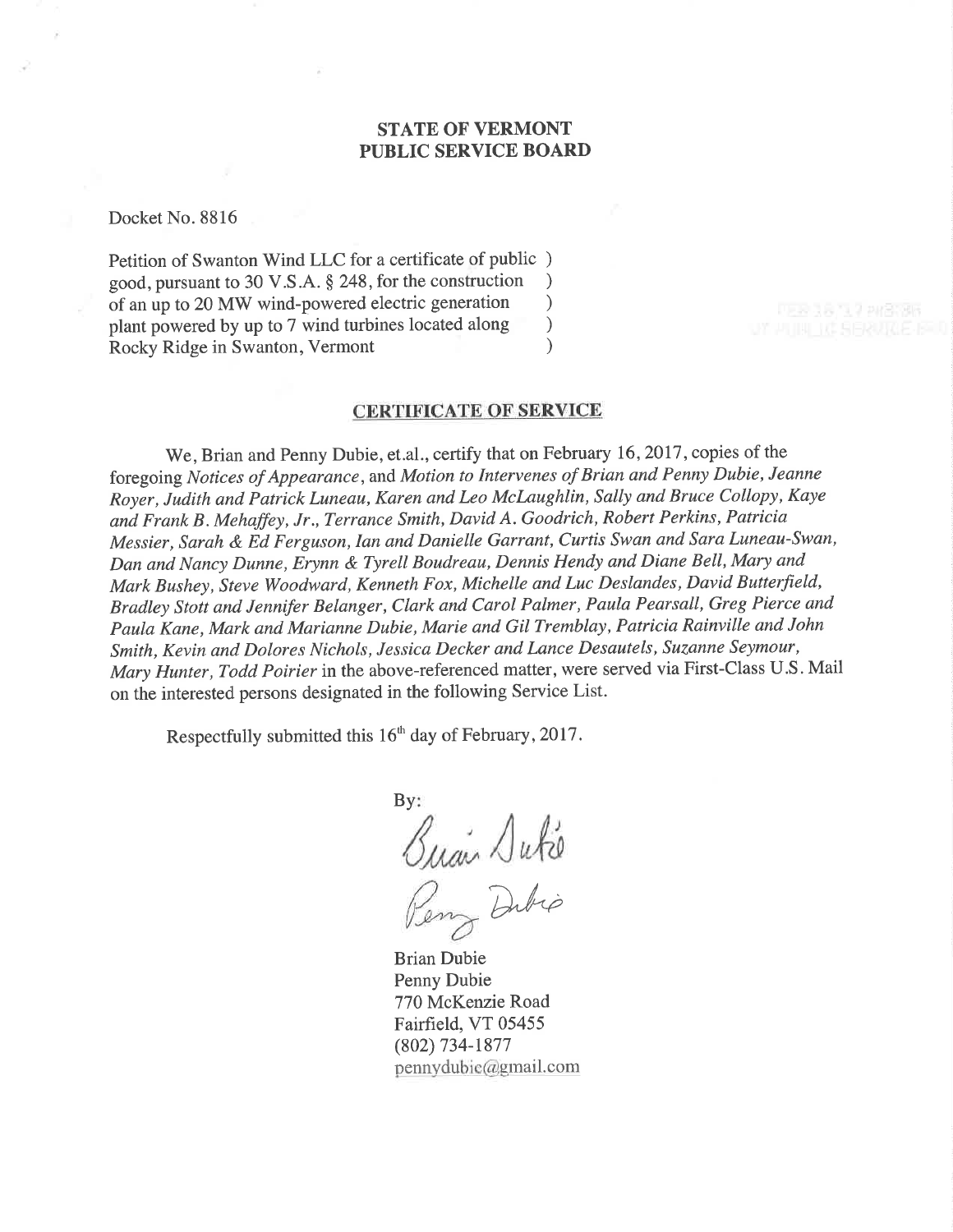**STATE OF VERMONT**
**PUBLIC SERVICE BOARD**

Docket No. 8816

Petition of Swanton Wind LLC for a certificate of public )
good, pursuant to 30 V.S.A. § 248, for the construction )
of an up to 20 MW wind-powered electric generation )
plant powered by up to 7 wind turbines located along )
Rocky Ridge in Swanton, Vermont )

**CERTIFICATE OF SERVICE**

We, Brian and Penny Dubie, et.al., certify that on February 16, 2017, copies of the foregoing *Notices of Appearance*, and *Motion to Intervenes of Brian and Penny Dubie, Jeanne Royer, Judith and Patrick Luneau, Karen and Leo McLaughlin, Sally and Bruce Collopy, Kaye and Frank B. Mehaffey, Jr., Terrance Smith, David A. Goodrich, Robert Perkins, Patricia Messier, Sarah & Ed Ferguson, Ian and Danielle Garrant, Curtis Swan and Sara Luneau-Swan, Dan and Nancy Dunne, Erynn & Tyrell Boudreau, Dennis Hendy and Diane Bell, Mary and Mark Bushey, Steve Woodward, Kenneth Fox, Michelle and Luc Deslandes, David Butterfield, Bradley Stott and Jennifer Belanger, Clark and Carol Palmer, Paula Pearsall, Greg Pierce and Paula Kane, Mark and Marianne Dubie, Marie and Gil Tremblay, Patricia Rainville and John Smith, Kevin and Dolores Nichols, Jessica Decker and Lance Desautels, Suzanne Seymour, Mary Hunter, Todd Poirier* in the above-referenced matter, were served via First-Class U.S. Mail on the interested persons designated in the following Service List.

Respectfully submitted this 16th day of February, 2017.

By:

Brian Dubie
Penny Dubie
770 McKenzie Road
Fairfield, VT 05455
(802) 734-1877
pennydubie@gmail.com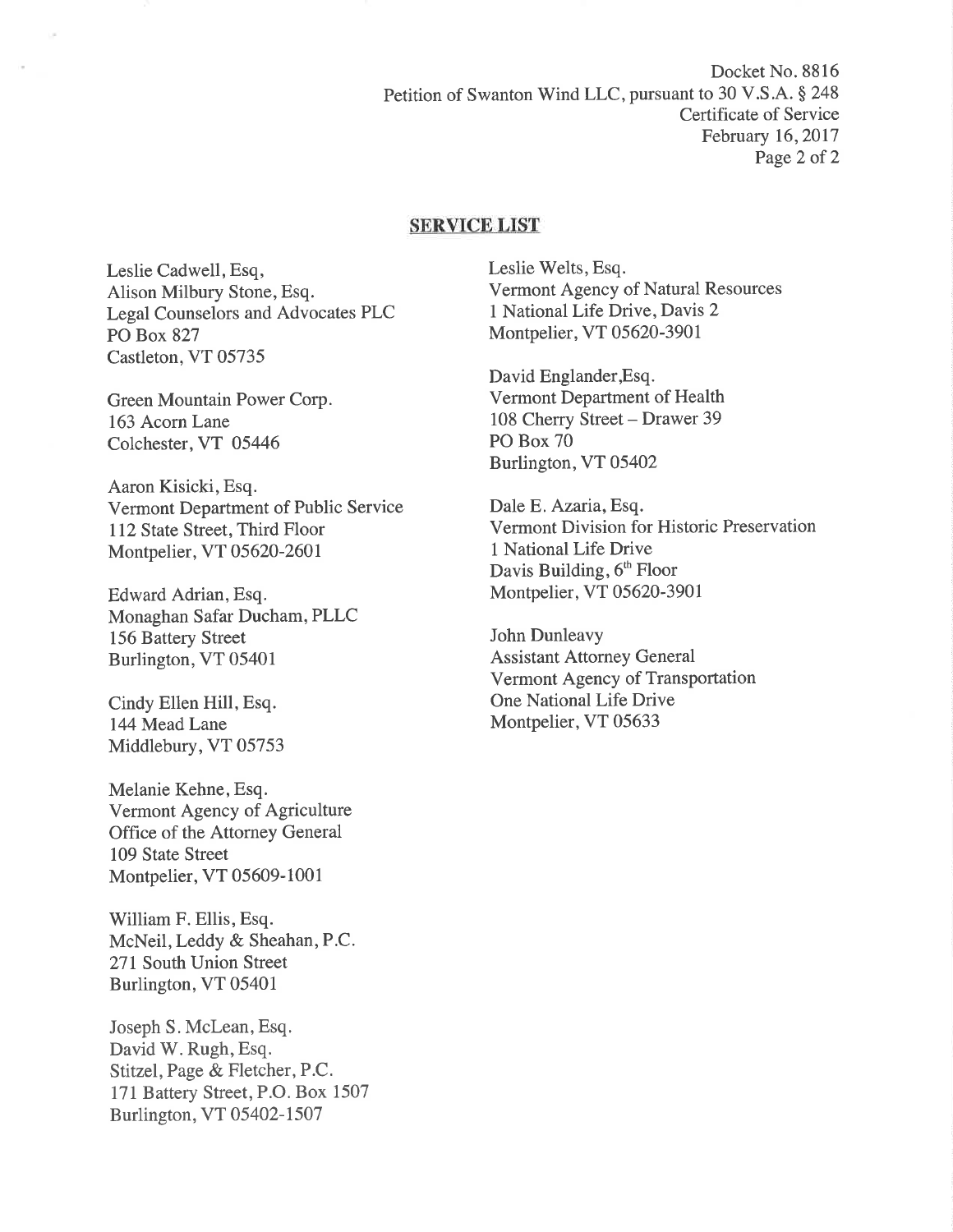## SERVICE LIST

Leslie Cadwell, Esq,
Alison Milbury Stone, Esq.
Legal Counselors and Advocates PLC
PO Box 827
Castleton, VT 05735

Green Mountain Power Corp.
163 Acorn Lane
Colchester, VT 05446

Aaron Kisicki, Esq.
Vermont Department of Public Service
112 State Street, Third Floor
Montpelier, VT 05620-2601

Edward Adrian, Esq.
Monaghan Safar Ducham, PLLC
156 Battery Street
Burlington, VT 05401

Cindy Ellen Hill, Esq.
144 Mead Lane
Middlebury, VT 05753

Melanie Kehne, Esq.
Vermont Agency of Agriculture
Office of the Attorney General
109 State Street
Montpelier, VT 05609-1001

William F. Ellis, Esq.
McNeil, Leddy & Sheahan, P.C.
271 South Union Street
Burlington, VT 05401

Joseph S. McLean, Esq.
David W. Rugh, Esq.
Stitzel, Page & Fletcher, P.C.
171 Battery Street, P.O. Box 1507
Burlington, VT 05402-1507

Leslie Welts, Esq.
Vermont Agency of Natural Resources
1 National Life Drive, Davis 2
Montpelier, VT 05620-3901

David Englander,Esq.
Vermont Department of Health
108 Cherry Street – Drawer 39
PO Box 70
Burlington, VT 05402

Dale E. Azaria, Esq.
Vermont Division for Historic Preservation
1 National Life Drive
Davis Building, 6th Floor
Montpelier, VT 05620-3901

John Dunleavy
Assistant Attorney General
Vermont Agency of Transportation
One National Life Drive
Montpelier, VT 05633